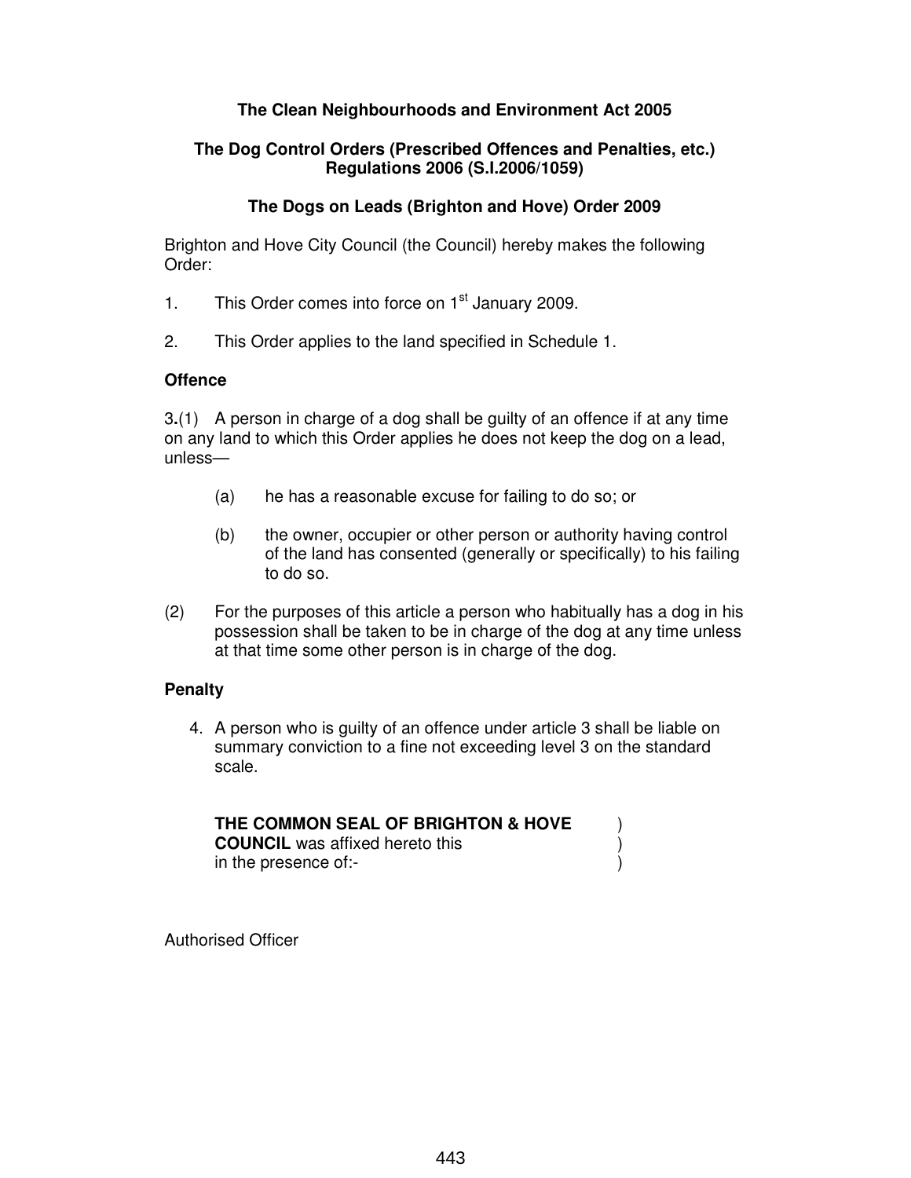**The Clean Neighbourhoods and Environment Act 2005**

**The Dog Control Orders (Prescribed Offences and Penalties, etc.) Regulations 2006 (S.I.2006/1059)**

**The Dogs on Leads (Brighton and Hove) Order 2009**

Brighton and Hove City Council (the Council) hereby makes the following Order:

1. This Order comes into force on 1st January 2009.

2. This Order applies to the land specified in Schedule 1.

**Offence**

3.(1) A person in charge of a dog shall be guilty of an offence if at any time on any land to which this Order applies he does not keep the dog on a lead, unless—

- (a) he has a reasonable excuse for failing to do so; or
- (b) the owner, occupier or other person or authority having control of the land has consented (generally or specifically) to his failing to do so.

(2) For the purposes of this article a person who habitually has a dog in his possession shall be taken to be in charge of the dog at any time unless at that time some other person is in charge of the dog.

**Penalty**

4. A person who is guilty of an offence under article 3 shall be liable on summary conviction to a fine not exceeding level 3 on the standard scale.

**THE COMMON SEAL OF BRIGHTON & HOVE COUNCIL** was affixed hereto this )
in the presence of:- )

Authorised Officer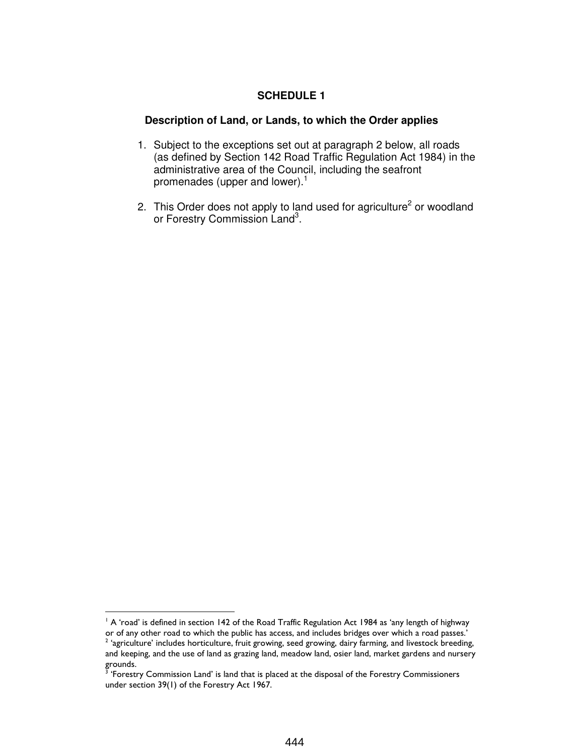## SCHEDULE 1

### Description of Land, or Lands, to which the Order applies

1. Subject to the exceptions set out at paragraph 2 below, all roads (as defined by Section 142 Road Traffic Regulation Act 1984) in the administrative area of the Council, including the seafront promenades (upper and lower).[1]

2. This Order does not apply to land used for agriculture[2] or woodland or Forestry Commission Land[3].

---

[1] A 'road' is defined in section 142 of the Road Traffic Regulation Act 1984 as 'any length of highway or of any other road to which the public has access, and includes bridges over which a road passes.'

[2] 'agriculture' includes horticulture, fruit growing, seed growing, dairy farming, and livestock breeding, and keeping, and the use of land as grazing land, meadow land, osier land, market gardens and nursery grounds.

[3] 'Forestry Commission Land' is land that is placed at the disposal of the Forestry Commissioners under section 39(1) of the Forestry Act 1967.